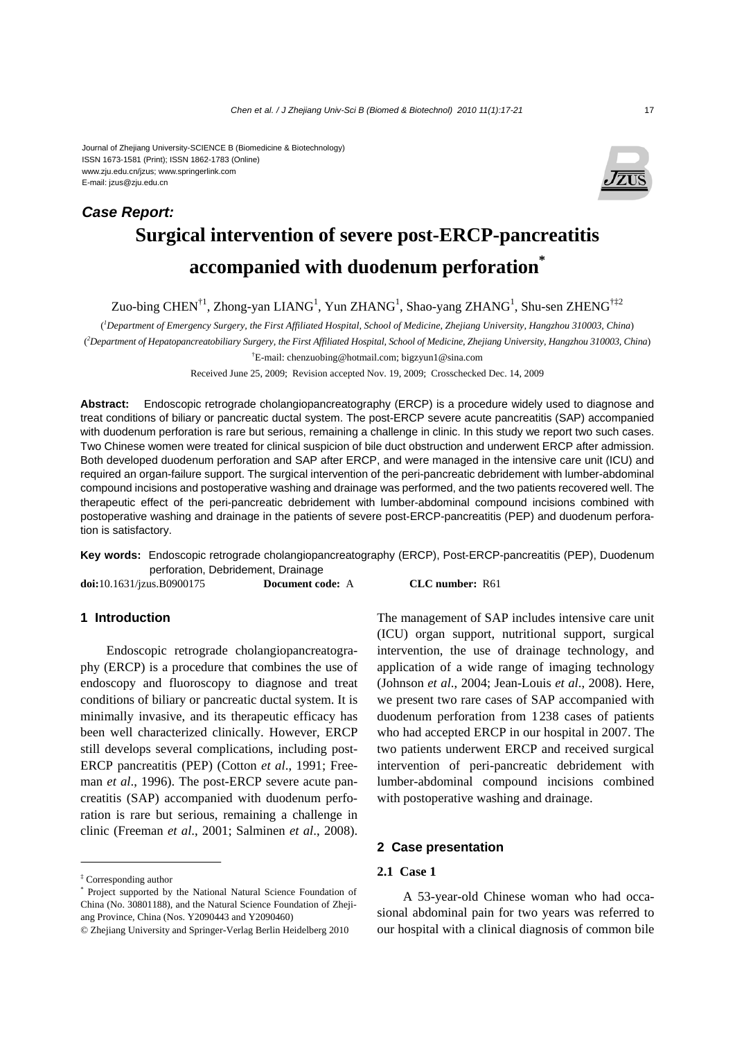Journal of Zhejiang University-SCIENCE B (Biomedicine & Biotechnology)
ISSN 1673-1581 (Print); ISSN 1862-1783 (Online)
www.zju.edu.cn/jzus; www.springerlink.com
E-mail: jzus@zju.edu.cn

***Case Report:***

# Surgical intervention of severe post-ERCP-pancreatitis accompanied with duodenum perforation*

Zuo-bing CHEN[†1], Zhong-yan LIANG[1], Yun ZHANG[1], Shao-yang ZHANG[1], Shu-sen ZHENG[†‡2]

([1]*Department of Emergency Surgery, the First Affiliated Hospital, School of Medicine, Zhejiang University, Hangzhou 310003, China*)

([2]*Department of Hepatopancreatobiliary Surgery, the First Affiliated Hospital, School of Medicine, Zhejiang University, Hangzhou 310003, China*)

[†]E-mail: chenzuobing@hotmail.com; bigzyun1@sina.com

Received June 25, 2009; Revision accepted Nov. 19, 2009; Crosschecked Dec. 14, 2009

**Abstract:** Endoscopic retrograde cholangiopancreatography (ERCP) is a procedure widely used to diagnose and treat conditions of biliary or pancreatic ductal system. The post-ERCP severe acute pancreatitis (SAP) accompanied with duodenum perforation is rare but serious, remaining a challenge in clinic. In this study we report two such cases. Two Chinese women were treated for clinical suspicion of bile duct obstruction and underwent ERCP after admission. Both developed duodenum perforation and SAP after ERCP, and were managed in the intensive care unit (ICU) and required an organ-failure support. The surgical intervention of the peri-pancreatic debridement with lumber-abdominal compound incisions and postoperative washing and drainage was performed, and the two patients recovered well. The therapeutic effect of the peri-pancreatic debridement with lumber-abdominal compound incisions combined with postoperative washing and drainage in the patients of severe post-ERCP-pancreatitis (PEP) and duodenum perforation is satisfactory.

**Key words:** Endoscopic retrograde cholangiopancreatography (ERCP), Post-ERCP-pancreatitis (PEP), Duodenum perforation, Debridement, Drainage

**doi:**10.1631/jzus.B0900175 **Document code:** A **CLC number:** R61

## 1 Introduction

Endoscopic retrograde cholangiopancreatography (ERCP) is a procedure that combines the use of endoscopy and fluoroscopy to diagnose and treat conditions of biliary or pancreatic ductal system. It is minimally invasive, and its therapeutic efficacy has been well characterized clinically. However, ERCP still develops several complications, including post-ERCP pancreatitis (PEP) (Cotton *et al*., 1991; Freeman *et al*., 1996). The post-ERCP severe acute pancreatitis (SAP) accompanied with duodenum perforation is rare but serious, remaining a challenge in clinic (Freeman *et al*., 2001; Salminen *et al*., 2008). The management of SAP includes intensive care unit (ICU) organ support, nutritional support, surgical intervention, the use of drainage technology, and application of a wide range of imaging technology (Johnson *et al*., 2004; Jean-Louis *et al*., 2008). Here, we present two rare cases of SAP accompanied with duodenum perforation from 1238 cases of patients who had accepted ERCP in our hospital in 2007. The two patients underwent ERCP and received surgical intervention of peri-pancreatic debridement with lumber-abdominal compound incisions combined with postoperative washing and drainage.

## 2 Case presentation

### 2.1 Case 1

A 53-year-old Chinese woman who had occasional abdominal pain for two years was referred to our hospital with a clinical diagnosis of common bile

---

[‡] Corresponding author

[*] Project supported by the National Natural Science Foundation of China (No. 30801188), and the Natural Science Foundation of Zhejiang Province, China (Nos. Y2090443 and Y2090460)

© Zhejiang University and Springer-Verlag Berlin Heidelberg 2010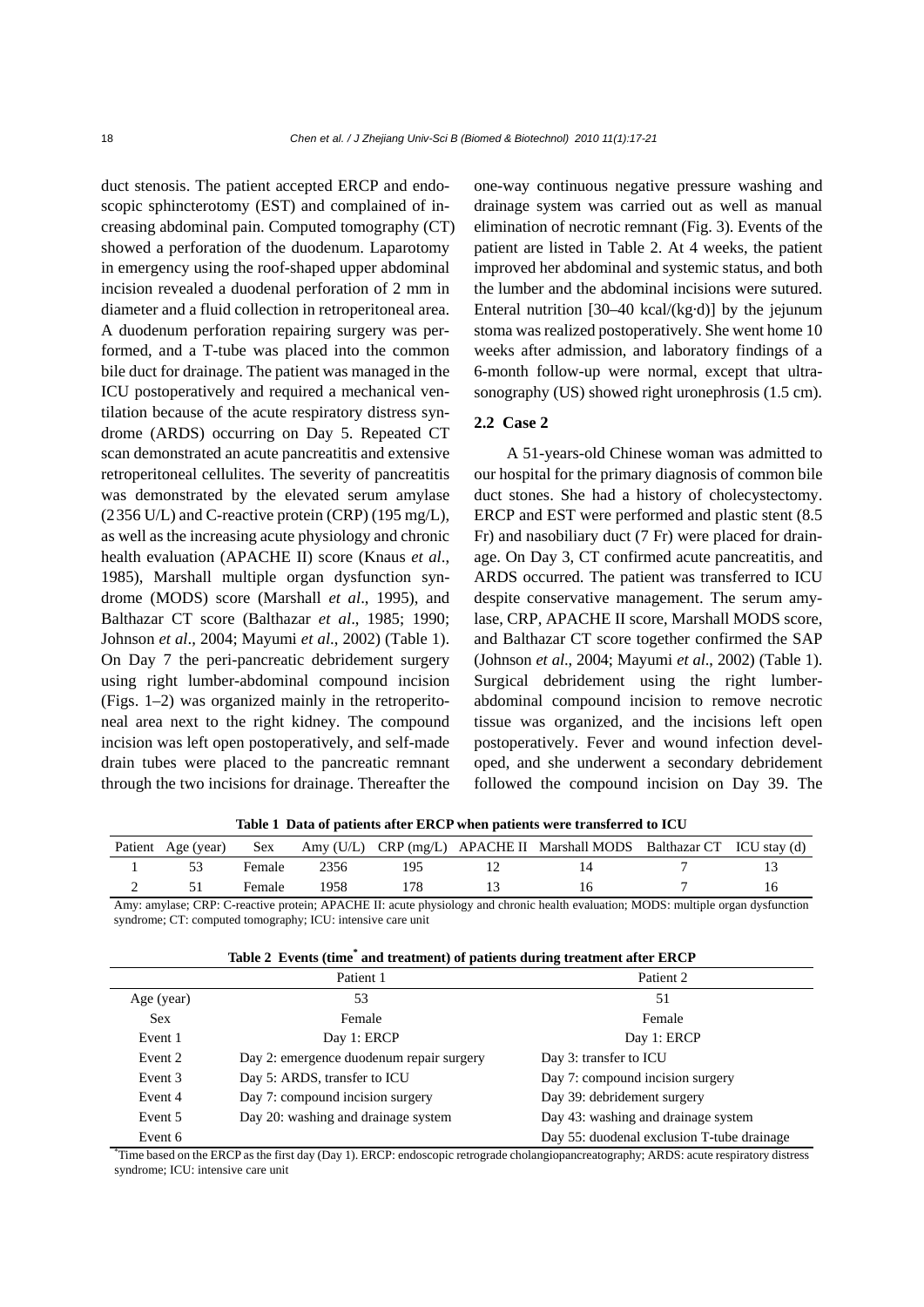duct stenosis. The patient accepted ERCP and endoscopic sphincterotomy (EST) and complained of increasing abdominal pain. Computed tomography (CT) showed a perforation of the duodenum. Laparotomy in emergency using the roof-shaped upper abdominal incision revealed a duodenal perforation of 2 mm in diameter and a fluid collection in retroperitoneal area. A duodenum perforation repairing surgery was performed, and a T-tube was placed into the common bile duct for drainage. The patient was managed in the ICU postoperatively and required a mechanical ventilation because of the acute respiratory distress syndrome (ARDS) occurring on Day 5. Repeated CT scan demonstrated an acute pancreatitis and extensive retroperitoneal cellulites. The severity of pancreatitis was demonstrated by the elevated serum amylase (2356 U/L) and C-reactive protein (CRP) (195 mg/L), as well as the increasing acute physiology and chronic health evaluation (APACHE II) score (Knaus *et al*., 1985), Marshall multiple organ dysfunction syndrome (MODS) score (Marshall *et al*., 1995), and Balthazar CT score (Balthazar *et al*., 1985; 1990; Johnson *et al*., 2004; Mayumi *et al*., 2002) (Table 1). On Day 7 the peri-pancreatic debridement surgery using right lumber-abdominal compound incision (Figs. 1–2) was organized mainly in the retroperitoneal area next to the right kidney. The compound incision was left open postoperatively, and self-made drain tubes were placed to the pancreatic remnant through the two incisions for drainage. Thereafter the one-way continuous negative pressure washing and drainage system was carried out as well as manual elimination of necrotic remnant (Fig. 3). Events of the patient are listed in Table 2. At 4 weeks, the patient improved her abdominal and systemic status, and both the lumber and the abdominal incisions were sutured. Enteral nutrition [30–40 kcal/(kg·d)] by the jejunum stoma was realized postoperatively. She went home 10 weeks after admission, and laboratory findings of a 6-month follow-up were normal, except that ultrasonography (US) showed right uronephrosis (1.5 cm).

## 2.2 Case 2

A 51-years-old Chinese woman was admitted to our hospital for the primary diagnosis of common bile duct stones. She had a history of cholecystectomy. ERCP and EST were performed and plastic stent (8.5 Fr) and nasobiliary duct (7 Fr) were placed for drainage. On Day 3, CT confirmed acute pancreatitis, and ARDS occurred. The patient was transferred to ICU despite conservative management. The serum amylase, CRP, APACHE II score, Marshall MODS score, and Balthazar CT score together confirmed the SAP (Johnson *et al*., 2004; Mayumi *et al*., 2002) (Table 1). Surgical debridement using the right lumber-abdominal compound incision to remove necrotic tissue was organized, and the incisions left open postoperatively. Fever and wound infection developed, and she underwent a secondary debridement followed the compound incision on Day 39. The

**Table 1 Data of patients after ERCP when patients were transferred to ICU**

| Patient | Age (year) | Sex | Amy (U/L) | CRP (mg/L) | APACHE II | Marshall MODS | Balthazar CT | ICU stay (d) |
|---|---|---|---|---|---|---|---|---|
| 1 | 53 | Female | 2356 | 195 | 12 | 14 | 7 | 13 |
| 2 | 51 | Female | 1958 | 178 | 13 | 16 | 7 | 16 |

Amy: amylase; CRP: C-reactive protein; APACHE II: acute physiology and chronic health evaluation; MODS: multiple organ dysfunction syndrome; CT: computed tomography; ICU: intensive care unit

**Table 2 Events (time* and treatment) of patients during treatment after ERCP**

| | Patient 1 | Patient 2 |
|---|---|---|
| Age (year) | 53 | 51 |
| Sex | Female | Female |
| Event 1 | Day 1: ERCP | Day 1: ERCP |
| Event 2 | Day 2: emergence duodenum repair surgery | Day 3: transfer to ICU |
| Event 3 | Day 5: ARDS, transfer to ICU | Day 7: compound incision surgery |
| Event 4 | Day 7: compound incision surgery | Day 39: debridement surgery |
| Event 5 | Day 20: washing and drainage system | Day 43: washing and drainage system |
| Event 6 | | Day 55: duodenal exclusion T-tube drainage |

*Time based on the ERCP as the first day (Day 1). ERCP: endoscopic retrograde cholangiopancreatography; ARDS: acute respiratory distress syndrome; ICU: intensive care unit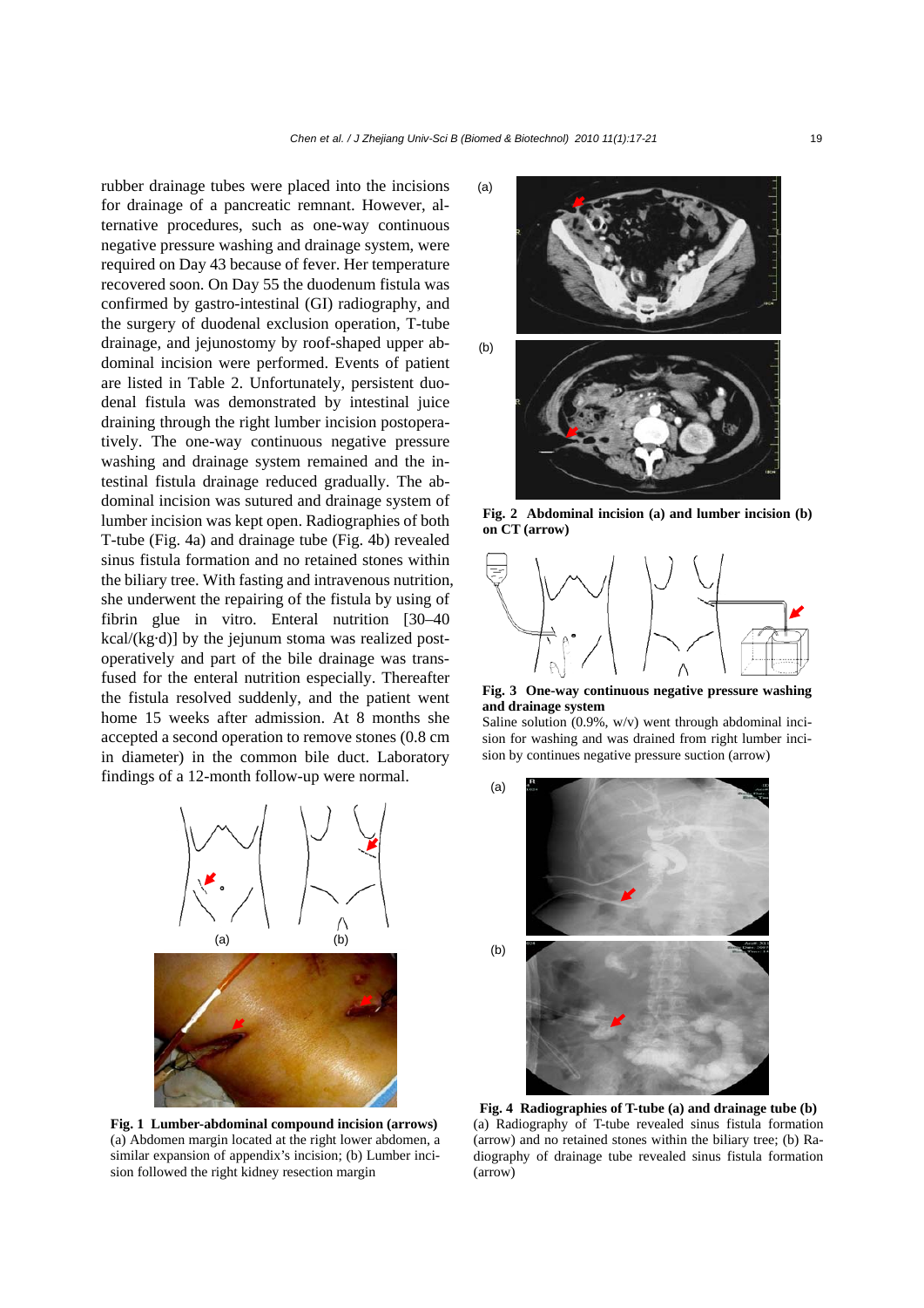rubber drainage tubes were placed into the incisions for drainage of a pancreatic remnant. However, alternative procedures, such as one-way continuous negative pressure washing and drainage system, were required on Day 43 because of fever. Her temperature recovered soon. On Day 55 the duodenum fistula was confirmed by gastro-intestinal (GI) radiography, and the surgery of duodenal exclusion operation, T-tube drainage, and jejunostomy by roof-shaped upper abdominal incision were performed. Events of patient are listed in Table 2. Unfortunately, persistent duodenal fistula was demonstrated by intestinal juice draining through the right lumber incision postoperatively. The one-way continuous negative pressure washing and drainage system remained and the intestinal fistula drainage reduced gradually. The abdominal incision was sutured and drainage system of lumber incision was kept open. Radiographies of both T-tube (Fig. 4a) and drainage tube (Fig. 4b) revealed sinus fistula formation and no retained stones within the biliary tree. With fasting and intravenous nutrition, she underwent the repairing of the fistula by using of fibrin glue in vitro. Enteral nutrition [30–40 kcal/(kg·d)] by the jejunum stoma was realized postoperatively and part of the bile drainage was transfused for the enteral nutrition especially. Thereafter the fistula resolved suddenly, and the patient went home 15 weeks after admission. At 8 months she accepted a second operation to remove stones (0.8 cm in diameter) in the common bile duct. Laboratory findings of a 12-month follow-up were normal.

(a)

(b)

**Fig. 1 Lumber-abdominal compound incision (arrows)**
(a) Abdomen margin located at the right lower abdomen, a similar expansion of appendix's incision; (b) Lumber incision followed the right kidney resection margin

(a)

(b)

**Fig. 2 Abdominal incision (a) and lumber incision (b) on CT (arrow)**

**Fig. 3 One-way continuous negative pressure washing and drainage system**
Saline solution (0.9%, w/v) went through abdominal incision for washing and was drained from right lumber incision by continues negative pressure suction (arrow)

(a)

(b)

**Fig. 4 Radiographies of T-tube (a) and drainage tube (b)**
(a) Radiography of T-tube revealed sinus fistula formation (arrow) and no retained stones within the biliary tree; (b) Radiography of drainage tube revealed sinus fistula formation (arrow)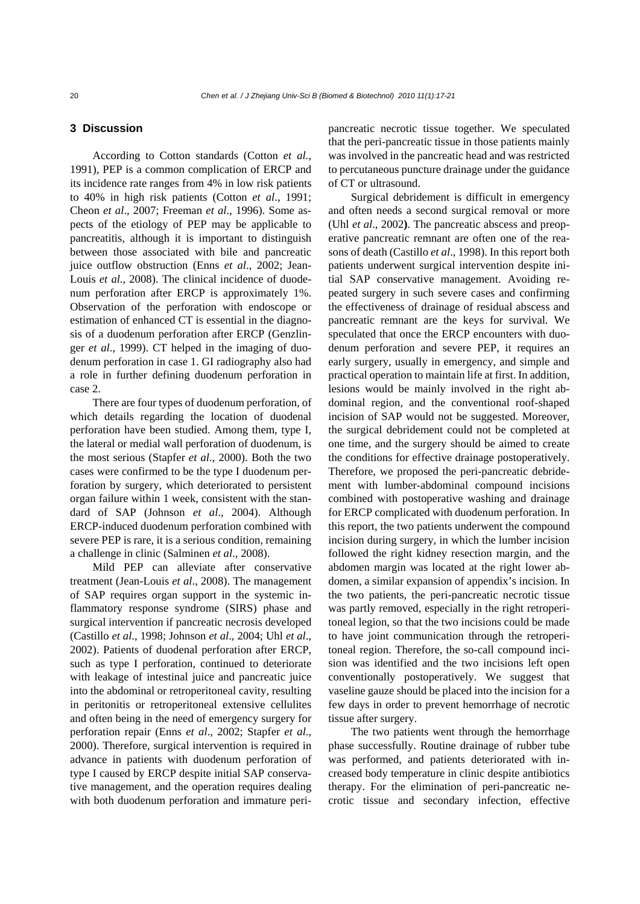## 3 Discussion

According to Cotton standards (Cotton *et al.*, 1991), PEP is a common complication of ERCP and its incidence rate ranges from 4% in low risk patients to 40% in high risk patients (Cotton *et al*., 1991; Cheon *et al*., 2007; Freeman *et al*., 1996). Some aspects of the etiology of PEP may be applicable to pancreatitis, although it is important to distinguish between those associated with bile and pancreatic juice outflow obstruction (Enns *et al*., 2002; Jean-Louis *et al.*, 2008). The clinical incidence of duodenum perforation after ERCP is approximately 1%. Observation of the perforation with endoscope or estimation of enhanced CT is essential in the diagnosis of a duodenum perforation after ERCP (Genzlinger *et al*., 1999). CT helped in the imaging of duodenum perforation in case 1. GI radiography also had a role in further defining duodenum perforation in case 2.

There are four types of duodenum perforation, of which details regarding the location of duodenal perforation have been studied. Among them, type I, the lateral or medial wall perforation of duodenum, is the most serious (Stapfer *et al*., 2000). Both the two cases were confirmed to be the type I duodenum perforation by surgery, which deteriorated to persistent organ failure within 1 week, consistent with the standard of SAP (Johnson *et al*., 2004). Although ERCP-induced duodenum perforation combined with severe PEP is rare, it is a serious condition, remaining a challenge in clinic (Salminen *et al*., 2008).

Mild PEP can alleviate after conservative treatment (Jean-Louis *et al*., 2008). The management of SAP requires organ support in the systemic inflammatory response syndrome (SIRS) phase and surgical intervention if pancreatic necrosis developed (Castillo *et al*., 1998; Johnson *et al*., 2004; Uhl *et al*., 2002). Patients of duodenal perforation after ERCP, such as type I perforation, continued to deteriorate with leakage of intestinal juice and pancreatic juice into the abdominal or retroperitoneal cavity, resulting in peritonitis or retroperitoneal extensive cellulites and often being in the need of emergency surgery for perforation repair (Enns *et al*., 2002; Stapfer *et al*., 2000). Therefore, surgical intervention is required in advance in patients with duodenum perforation of type I caused by ERCP despite initial SAP conservative management, and the operation requires dealing with both duodenum perforation and immature peri-pancreatic necrotic tissue together. We speculated that the peri-pancreatic tissue in those patients mainly was involved in the pancreatic head and was restricted to percutaneous puncture drainage under the guidance of CT or ultrasound.

Surgical debridement is difficult in emergency and often needs a second surgical removal or more (Uhl *et al*., 2002**)**. The pancreatic abscess and preoperative pancreatic remnant are often one of the reasons of death (Castillo *et al*., 1998). In this report both patients underwent surgical intervention despite initial SAP conservative management. Avoiding repeated surgery in such severe cases and confirming the effectiveness of drainage of residual abscess and pancreatic remnant are the keys for survival. We speculated that once the ERCP encounters with duodenum perforation and severe PEP, it requires an early surgery, usually in emergency, and simple and practical operation to maintain life at first. In addition, lesions would be mainly involved in the right abdominal region, and the conventional roof-shaped incision of SAP would not be suggested. Moreover, the surgical debridement could not be completed at one time, and the surgery should be aimed to create the conditions for effective drainage postoperatively. Therefore, we proposed the peri-pancreatic debridement with lumber-abdominal compound incisions combined with postoperative washing and drainage for ERCP complicated with duodenum perforation. In this report, the two patients underwent the compound incision during surgery, in which the lumber incision followed the right kidney resection margin, and the abdomen margin was located at the right lower abdomen, a similar expansion of appendix's incision. In the two patients, the peri-pancreatic necrotic tissue was partly removed, especially in the right retroperitoneal legion, so that the two incisions could be made to have joint communication through the retroperitoneal region. Therefore, the so-call compound incision was identified and the two incisions left open conventionally postoperatively. We suggest that vaseline gauze should be placed into the incision for a few days in order to prevent hemorrhage of necrotic tissue after surgery.

The two patients went through the hemorrhage phase successfully. Routine drainage of rubber tube was performed, and patients deteriorated with increased body temperature in clinic despite antibiotics therapy. For the elimination of peri-pancreatic necrotic tissue and secondary infection, effective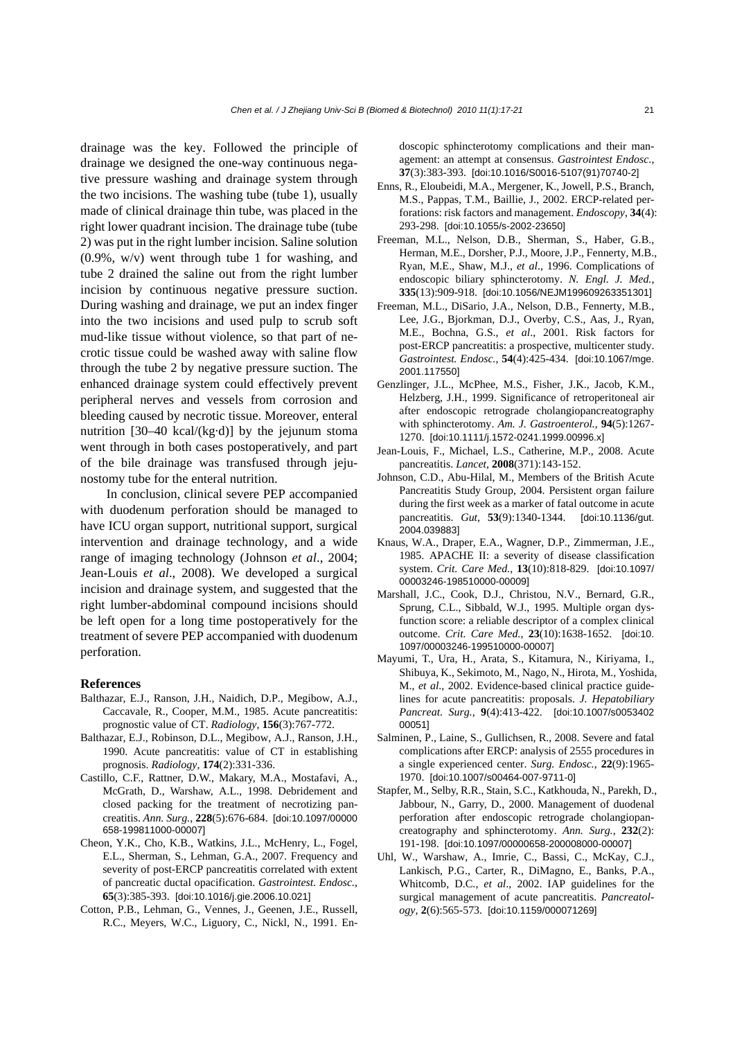drainage was the key. Followed the principle of drainage we designed the one-way continuous negative pressure washing and drainage system through the two incisions. The washing tube (tube 1), usually made of clinical drainage thin tube, was placed in the right lower quadrant incision. The drainage tube (tube 2) was put in the right lumber incision. Saline solution (0.9%, w/v) went through tube 1 for washing, and tube 2 drained the saline out from the right lumber incision by continuous negative pressure suction. During washing and drainage, we put an index finger into the two incisions and used pulp to scrub soft mud-like tissue without violence, so that part of necrotic tissue could be washed away with saline flow through the tube 2 by negative pressure suction. The enhanced drainage system could effectively prevent peripheral nerves and vessels from corrosion and bleeding caused by necrotic tissue. Moreover, enteral nutrition [30–40 kcal/(kg·d)] by the jejunum stoma went through in both cases postoperatively, and part of the bile drainage was transfused through jejunostomy tube for the enteral nutrition.

In conclusion, clinical severe PEP accompanied with duodenum perforation should be managed to have ICU organ support, nutritional support, surgical intervention and drainage technology, and a wide range of imaging technology (Johnson *et al*., 2004; Jean-Louis *et al*., 2008). We developed a surgical incision and drainage system, and suggested that the right lumber-abdominal compound incisions should be left open for a long time postoperatively for the treatment of severe PEP accompanied with duodenum perforation.

## References

Balthazar, E.J., Ranson, J.H., Naidich, D.P., Megibow, A.J., Caccavale, R., Cooper, M.M., 1985. Acute pancreatitis: prognostic value of CT. *Radiology*, **156**(3):767-772.

Balthazar, E.J., Robinson, D.L., Megibow, A.J., Ranson, J.H., 1990. Acute pancreatitis: value of CT in establishing prognosis. *Radiology*, **174**(2):331-336.

Castillo, C.F., Rattner, D.W., Makary, M.A., Mostafavi, A., McGrath, D., Warshaw, A.L., 1998. Debridement and closed packing for the treatment of necrotizing pancreatitis. *Ann. Surg.*, **228**(5):676-684. [doi:10.1097/00000658-199811000-00007]

Cheon, Y.K., Cho, K.B., Watkins, J.L., McHenry, L., Fogel, E.L., Sherman, S., Lehman, G.A., 2007. Frequency and severity of post-ERCP pancreatitis correlated with extent of pancreatic ductal opacification. *Gastrointest. Endosc.*, **65**(3):385-393. [doi:10.1016/j.gie.2006.10.021]

Cotton, P.B., Lehman, G., Vennes, J., Geenen, J.E., Russell, R.C., Meyers, W.C., Liguory, C., Nickl, N., 1991. Endoscopic sphincterotomy complications and their management: an attempt at consensus. *Gastrointest Endosc.*, **37**(3):383-393. [doi:10.1016/S0016-5107(91)70740-2]

Enns, R., Eloubeidi, M.A., Mergener, K., Jowell, P.S., Branch, M.S., Pappas, T.M., Baillie, J., 2002. ERCP-related perforations: risk factors and management. *Endoscopy*, **34**(4):293-298. [doi:10.1055/s-2002-23650]

Freeman, M.L., Nelson, D.B., Sherman, S., Haber, G.B., Herman, M.E., Dorsher, P.J., Moore, J.P., Fennerty, M.B., Ryan, M.E., Shaw, M.J., *et al*., 1996. Complications of endoscopic biliary sphincterotomy. *N. Engl. J. Med.*, **335**(13):909-918. [doi:10.1056/NEJM199609263351301]

Freeman, M.L., DiSario, J.A., Nelson, D.B., Fennerty, M.B., Lee, J.G., Bjorkman, D.J., Overby, C.S., Aas, J., Ryan, M.E., Bochna, G.S., *et al*., 2001. Risk factors for post-ERCP pancreatitis: a prospective, multicenter study. *Gastrointest. Endosc.*, **54**(4):425-434. [doi:10.1067/mge.2001.117550]

Genzlinger, J.L., McPhee, M.S., Fisher, J.K., Jacob, K.M., Helzberg, J.H., 1999. Significance of retroperitoneal air after endoscopic retrograde cholangiopancreatography with sphincterotomy. *Am. J. Gastroenterol.*, **94**(5):1267-1270. [doi:10.1111/j.1572-0241.1999.00996.x]

Jean-Louis, F., Michael, L.S., Catherine, M.P., 2008. Acute pancreatitis. *Lancet*, **2008**(371):143-152.

Johnson, C.D., Abu-Hilal, M., Members of the British Acute Pancreatitis Study Group, 2004. Persistent organ failure during the first week as a marker of fatal outcome in acute pancreatitis. *Gut*, **53**(9):1340-1344. [doi:10.1136/gut.2004.039883]

Knaus, W.A., Draper, E.A., Wagner, D.P., Zimmerman, J.E., 1985. APACHE II: a severity of disease classification system. *Crit. Care Med.*, **13**(10):818-829. [doi:10.1097/00003246-198510000-00009]

Marshall, J.C., Cook, D.J., Christou, N.V., Bernard, G.R., Sprung, C.L., Sibbald, W.J., 1995. Multiple organ dysfunction score: a reliable descriptor of a complex clinical outcome. *Crit. Care Med.*, **23**(10):1638-1652. [doi:10.1097/00003246-199510000-00007]

Mayumi, T., Ura, H., Arata, S., Kitamura, N., Kiriyama, I., Shibuya, K., Sekimoto, M., Nago, N., Hirota, M., Yoshida, M., *et al*., 2002. Evidence-based clinical practice guidelines for acute pancreatitis: proposals. *J. Hepatobiliary Pancreat. Surg.*, **9**(4):413-422. [doi:10.1007/s005340200051]

Salminen, P., Laine, S., Gullichsen, R., 2008. Severe and fatal complications after ERCP: analysis of 2555 procedures in a single experienced center. *Surg. Endosc.*, **22**(9):1965-1970. [doi:10.1007/s00464-007-9711-0]

Stapfer, M., Selby, R.R., Stain, S.C., Katkhouda, N., Parekh, D., Jabbour, N., Garry, D., 2000. Management of duodenal perforation after endoscopic retrograde cholangiopancreatography and sphincterotomy. *Ann. Surg.*, **232**(2):191-198. [doi:10.1097/00000658-200008000-00007]

Uhl, W., Warshaw, A., Imrie, C., Bassi, C., McKay, C.J., Lankisch, P.G., Carter, R., DiMagno, E., Banks, P.A., Whitcomb, D.C., *et al*., 2002. IAP guidelines for the surgical management of acute pancreatitis. *Pancreatology*, **2**(6):565-573. [doi:10.1159/000071269]